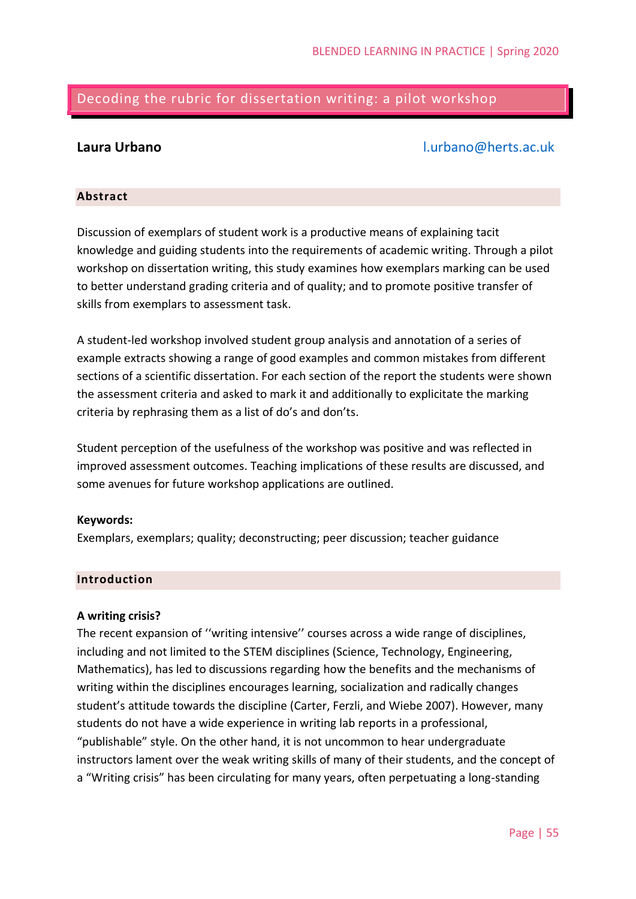# Decoding the rubric for dissertation writing: a pilot workshop

**Laura Urbano** l.urbano@herts.ac.uk

## Abstract

Discussion of exemplars of student work is a productive means of explaining tacit knowledge and guiding students into the requirements of academic writing. Through a pilot workshop on dissertation writing, this study examines how exemplars marking can be used to better understand grading criteria and of quality; and to promote positive transfer of skills from exemplars to assessment task.

A student-led workshop involved student group analysis and annotation of a series of example extracts showing a range of good examples and common mistakes from different sections of a scientific dissertation. For each section of the report the students were shown the assessment criteria and asked to mark it and additionally to explicitate the marking criteria by rephrasing them as a list of do's and don'ts.

Student perception of the usefulness of the workshop was positive and was reflected in improved assessment outcomes. Teaching implications of these results are discussed, and some avenues for future workshop applications are outlined.

**Keywords:**
Exemplars, exemplars; quality; deconstructing; peer discussion; teacher guidance

## Introduction

### A writing crisis?

The recent expansion of ''writing intensive'' courses across a wide range of disciplines, including and not limited to the STEM disciplines (Science, Technology, Engineering, Mathematics), has led to discussions regarding how the benefits and the mechanisms of writing within the disciplines encourages learning, socialization and radically changes student's attitude towards the discipline (Carter, Ferzli, and Wiebe 2007). However, many students do not have a wide experience in writing lab reports in a professional, "publishable" style. On the other hand, it is not uncommon to hear undergraduate instructors lament over the weak writing skills of many of their students, and the concept of a "Writing crisis" has been circulating for many years, often perpetuating a long-standing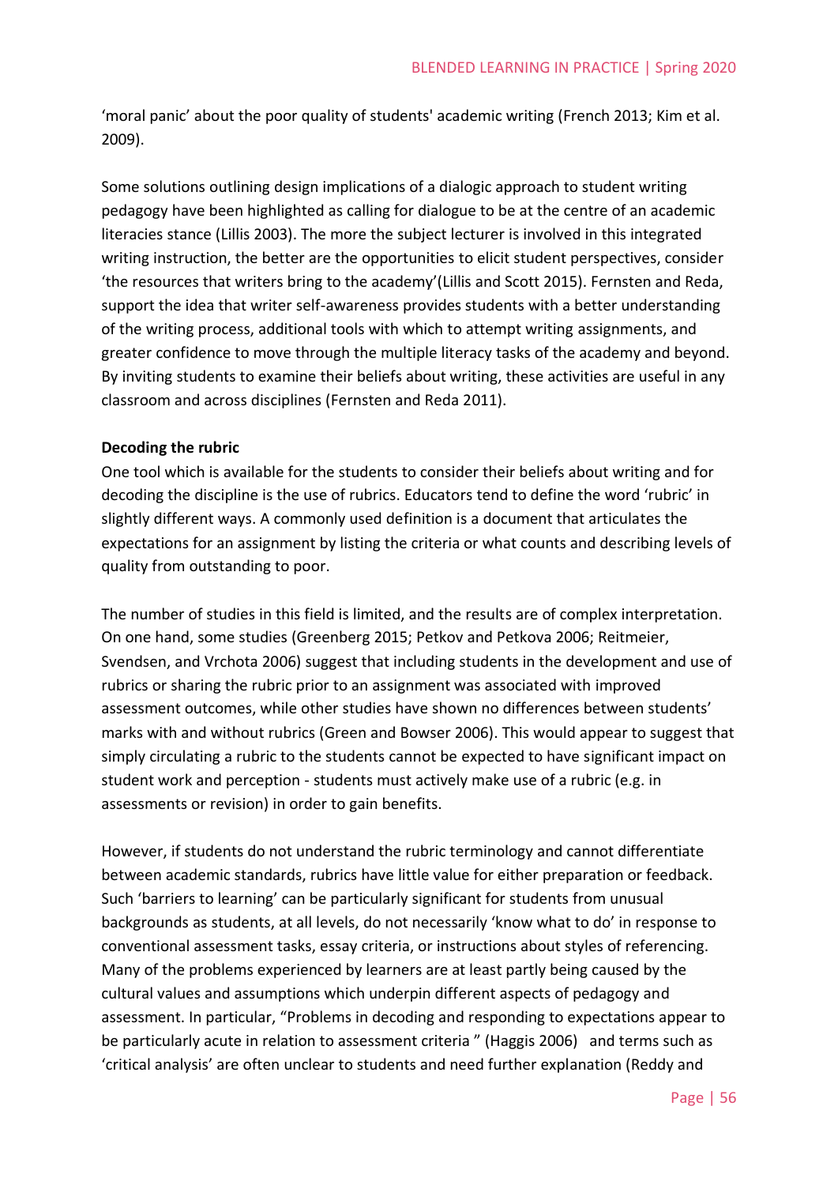'moral panic' about the poor quality of students' academic writing (French 2013; Kim et al. 2009).

Some solutions outlining design implications of a dialogic approach to student writing pedagogy have been highlighted as calling for dialogue to be at the centre of an academic literacies stance (Lillis 2003). The more the subject lecturer is involved in this integrated writing instruction, the better are the opportunities to elicit student perspectives, consider 'the resources that writers bring to the academy'(Lillis and Scott 2015). Fernsten and Reda, support the idea that writer self-awareness provides students with a better understanding of the writing process, additional tools with which to attempt writing assignments, and greater confidence to move through the multiple literacy tasks of the academy and beyond. By inviting students to examine their beliefs about writing, these activities are useful in any classroom and across disciplines (Fernsten and Reda 2011).

**Decoding the rubric**

One tool which is available for the students to consider their beliefs about writing and for decoding the discipline is the use of rubrics. Educators tend to define the word 'rubric' in slightly different ways. A commonly used definition is a document that articulates the expectations for an assignment by listing the criteria or what counts and describing levels of quality from outstanding to poor.

The number of studies in this field is limited, and the results are of complex interpretation. On one hand, some studies (Greenberg 2015; Petkov and Petkova 2006; Reitmeier, Svendsen, and Vrchota 2006) suggest that including students in the development and use of rubrics or sharing the rubric prior to an assignment was associated with improved assessment outcomes, while other studies have shown no differences between students' marks with and without rubrics (Green and Bowser 2006). This would appear to suggest that simply circulating a rubric to the students cannot be expected to have significant impact on student work and perception - students must actively make use of a rubric (e.g. in assessments or revision) in order to gain benefits.

However, if students do not understand the rubric terminology and cannot differentiate between academic standards, rubrics have little value for either preparation or feedback. Such 'barriers to learning' can be particularly significant for students from unusual backgrounds as students, at all levels, do not necessarily 'know what to do' in response to conventional assessment tasks, essay criteria, or instructions about styles of referencing. Many of the problems experienced by learners are at least partly being caused by the cultural values and assumptions which underpin different aspects of pedagogy and assessment. In particular, "Problems in decoding and responding to expectations appear to be particularly acute in relation to assessment criteria " (Haggis 2006) and terms such as 'critical analysis' are often unclear to students and need further explanation (Reddy and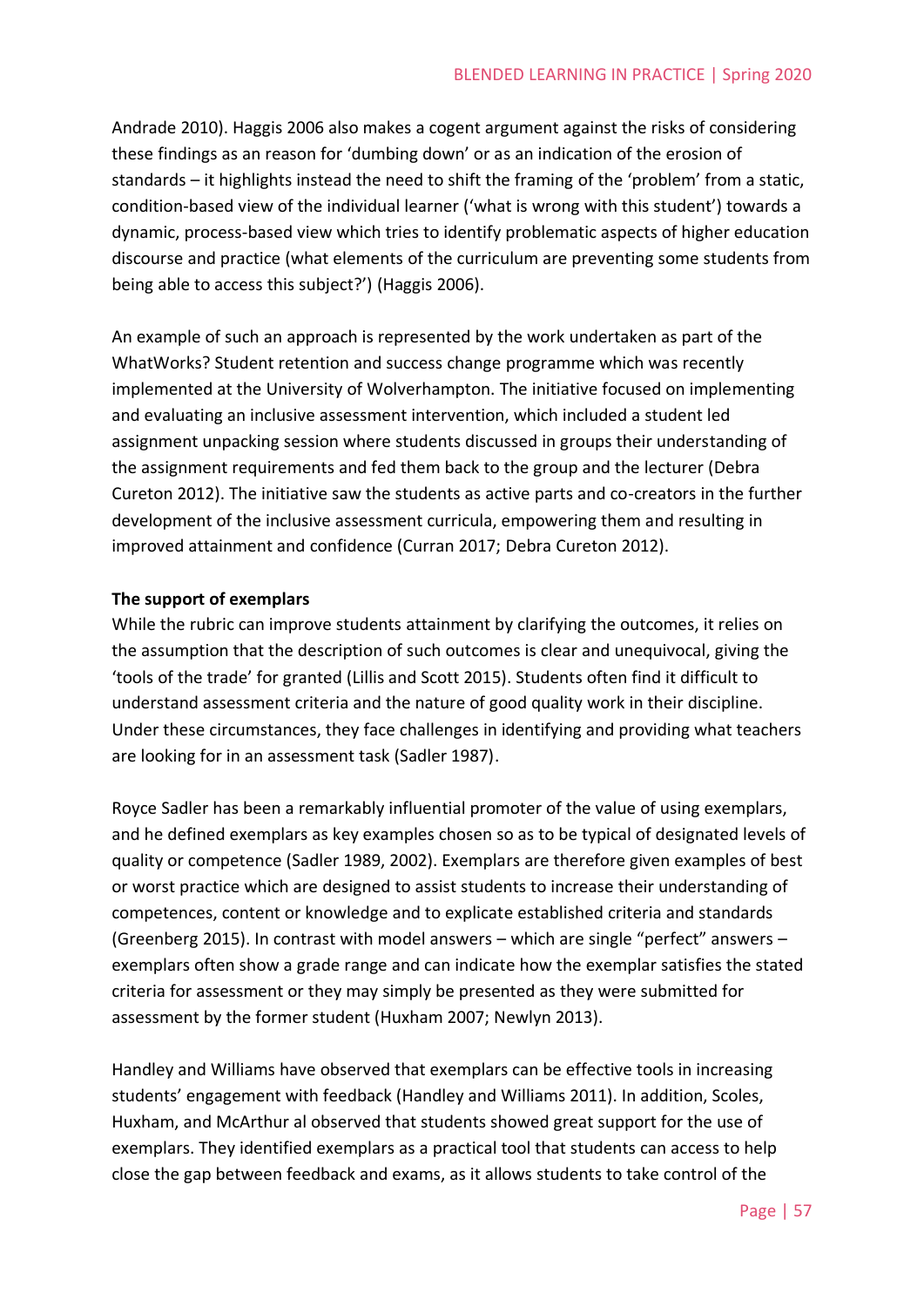Andrade 2010). Haggis 2006 also makes a cogent argument against the risks of considering these findings as an reason for 'dumbing down' or as an indication of the erosion of standards – it highlights instead the need to shift the framing of the 'problem' from a static, condition-based view of the individual learner ('what is wrong with this student') towards a dynamic, process-based view which tries to identify problematic aspects of higher education discourse and practice (what elements of the curriculum are preventing some students from being able to access this subject?') (Haggis 2006).

An example of such an approach is represented by the work undertaken as part of the WhatWorks? Student retention and success change programme which was recently implemented at the University of Wolverhampton. The initiative focused on implementing and evaluating an inclusive assessment intervention, which included a student led assignment unpacking session where students discussed in groups their understanding of the assignment requirements and fed them back to the group and the lecturer (Debra Cureton 2012). The initiative saw the students as active parts and co-creators in the further development of the inclusive assessment curricula, empowering them and resulting in improved attainment and confidence (Curran 2017; Debra Cureton 2012).

**The support of exemplars**

While the rubric can improve students attainment by clarifying the outcomes, it relies on the assumption that the description of such outcomes is clear and unequivocal, giving the 'tools of the trade' for granted (Lillis and Scott 2015). Students often find it difficult to understand assessment criteria and the nature of good quality work in their discipline. Under these circumstances, they face challenges in identifying and providing what teachers are looking for in an assessment task (Sadler 1987).

Royce Sadler has been a remarkably influential promoter of the value of using exemplars, and he defined exemplars as key examples chosen so as to be typical of designated levels of quality or competence (Sadler 1989, 2002). Exemplars are therefore given examples of best or worst practice which are designed to assist students to increase their understanding of competences, content or knowledge and to explicate established criteria and standards (Greenberg 2015). In contrast with model answers – which are single "perfect" answers – exemplars often show a grade range and can indicate how the exemplar satisfies the stated criteria for assessment or they may simply be presented as they were submitted for assessment by the former student (Huxham 2007; Newlyn 2013).

Handley and Williams have observed that exemplars can be effective tools in increasing students' engagement with feedback (Handley and Williams 2011). In addition, Scoles, Huxham, and McArthur al observed that students showed great support for the use of exemplars. They identified exemplars as a practical tool that students can access to help close the gap between feedback and exams, as it allows students to take control of the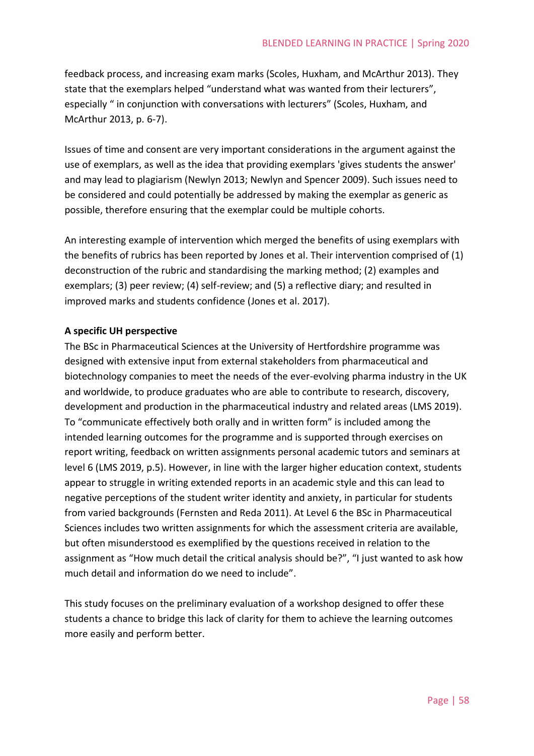feedback process, and increasing exam marks (Scoles, Huxham, and McArthur 2013). They state that the exemplars helped "understand what was wanted from their lecturers", especially " in conjunction with conversations with lecturers" (Scoles, Huxham, and McArthur 2013, p. 6-7).

Issues of time and consent are very important considerations in the argument against the use of exemplars, as well as the idea that providing exemplars 'gives students the answer' and may lead to plagiarism (Newlyn 2013; Newlyn and Spencer 2009). Such issues need to be considered and could potentially be addressed by making the exemplar as generic as possible, therefore ensuring that the exemplar could be multiple cohorts.

An interesting example of intervention which merged the benefits of using exemplars with the benefits of rubrics has been reported by Jones et al. Their intervention comprised of (1) deconstruction of the rubric and standardising the marking method; (2) examples and exemplars; (3) peer review; (4) self-review; and (5) a reflective diary; and resulted in improved marks and students confidence (Jones et al. 2017).

**A specific UH perspective**

The BSc in Pharmaceutical Sciences at the University of Hertfordshire programme was designed with extensive input from external stakeholders from pharmaceutical and biotechnology companies to meet the needs of the ever-evolving pharma industry in the UK and worldwide, to produce graduates who are able to contribute to research, discovery, development and production in the pharmaceutical industry and related areas (LMS 2019). To "communicate effectively both orally and in written form" is included among the intended learning outcomes for the programme and is supported through exercises on report writing, feedback on written assignments personal academic tutors and seminars at level 6 (LMS 2019, p.5). However, in line with the larger higher education context, students appear to struggle in writing extended reports in an academic style and this can lead to negative perceptions of the student writer identity and anxiety, in particular for students from varied backgrounds (Fernsten and Reda 2011). At Level 6 the BSc in Pharmaceutical Sciences includes two written assignments for which the assessment criteria are available, but often misunderstood es exemplified by the questions received in relation to the assignment as "How much detail the critical analysis should be?", "I just wanted to ask how much detail and information do we need to include".

This study focuses on the preliminary evaluation of a workshop designed to offer these students a chance to bridge this lack of clarity for them to achieve the learning outcomes more easily and perform better.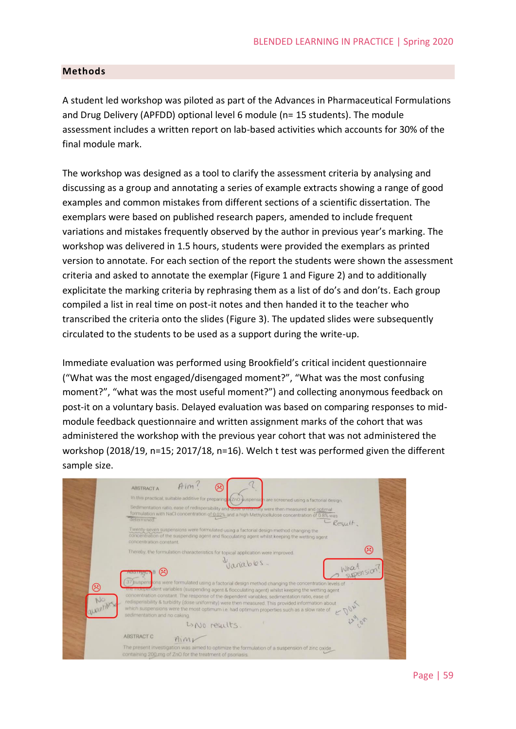## Methods

A student led workshop was piloted as part of the Advances in Pharmaceutical Formulations and Drug Delivery (APFDD) optional level 6 module (n= 15 students). The module assessment includes a written report on lab-based activities which accounts for 30% of the final module mark.

The workshop was designed as a tool to clarify the assessment criteria by analysing and discussing as a group and annotating a series of example extracts showing a range of good examples and common mistakes from different sections of a scientific dissertation. The exemplars were based on published research papers, amended to include frequent variations and mistakes frequently observed by the author in previous year's marking. The workshop was delivered in 1.5 hours, students were provided the exemplars as printed version to annotate. For each section of the report the students were shown the assessment criteria and asked to annotate the exemplar (Figure 1 and Figure 2) and to additionally explicitate the marking criteria by rephrasing them as a list of do's and don'ts. Each group compiled a list in real time on post-it notes and then handed it to the teacher who transcribed the criteria onto the slides (Figure 3). The updated slides were subsequently circulated to the students to be used as a support during the write-up.

Immediate evaluation was performed using Brookfield's critical incident questionnaire ("What was the most engaged/disengaged moment?", "What was the most confusing moment?", "what was the most useful moment?") and collecting anonymous feedback on post-it on a voluntary basis. Delayed evaluation was based on comparing responses to mid-module feedback questionnaire and written assignment marks of the cohort that was administered the workshop with the previous year cohort that was not administered the workshop (2018/19, n=15; 2017/18, n=16). Welch t test was performed given the different sample size.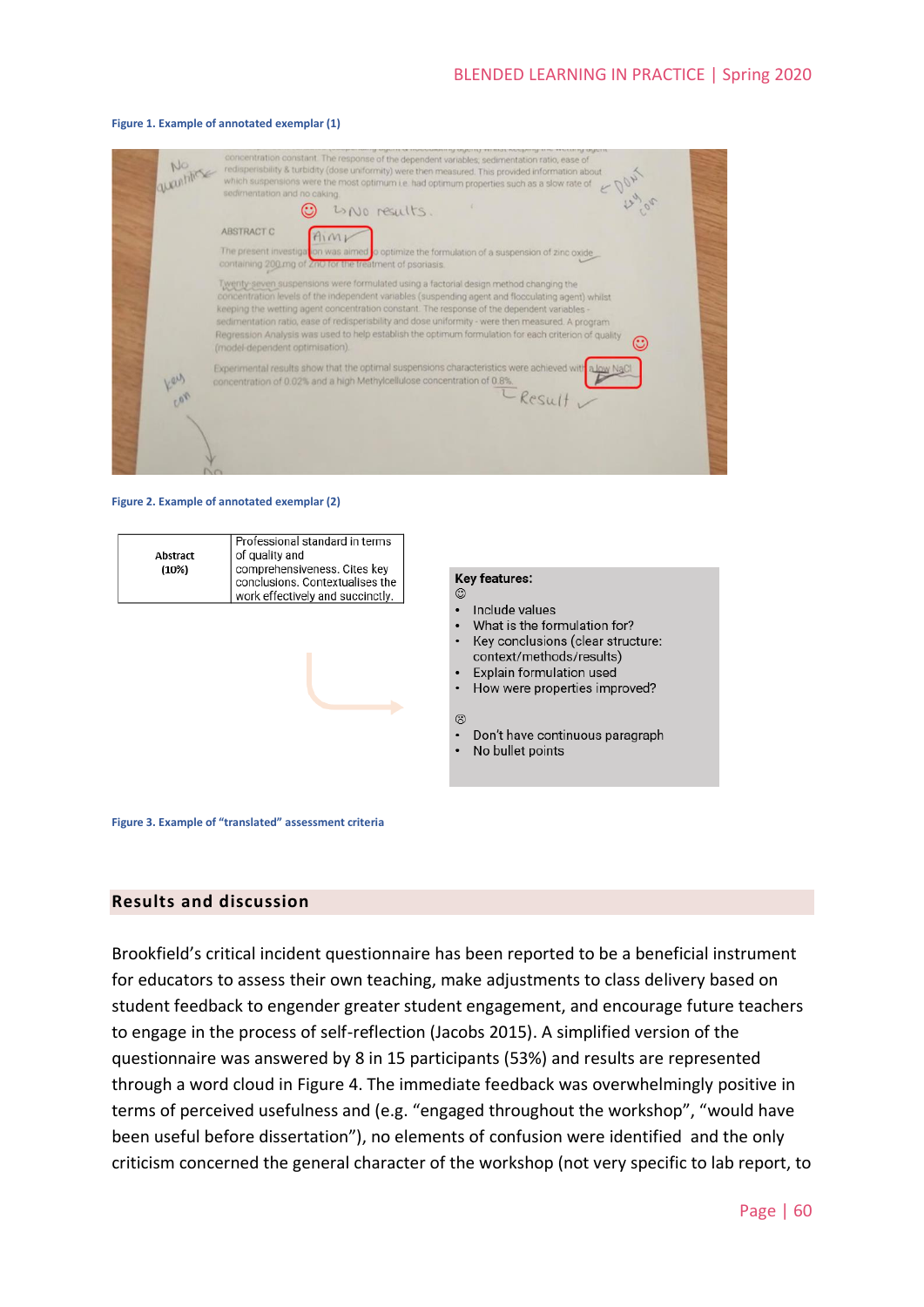Figure 1. Example of annotated exemplar (1)

Figure 2. Example of annotated exemplar (2)

| Abstract (10%) | Professional standard in terms of quality and comprehensiveness. Cites key conclusions. Contextualises the work effectively and succinctly. |
|---|---|

**Key features:**

☺

- Include values
- What is the formulation for?
- Key conclusions (clear structure: context/methods/results)
- Explain formulation used
- How were properties improved?

☹

- Don't have continuous paragraph
- No bullet points

Figure 3. Example of "translated" assessment criteria

## Results and discussion

Brookfield's critical incident questionnaire has been reported to be a beneficial instrument for educators to assess their own teaching, make adjustments to class delivery based on student feedback to engender greater student engagement, and encourage future teachers to engage in the process of self-reflection (Jacobs 2015). A simplified version of the questionnaire was answered by 8 in 15 participants (53%) and results are represented through a word cloud in Figure 4. The immediate feedback was overwhelmingly positive in terms of perceived usefulness and (e.g. "engaged throughout the workshop", "would have been useful before dissertation"), no elements of confusion were identified and the only criticism concerned the general character of the workshop (not very specific to lab report, to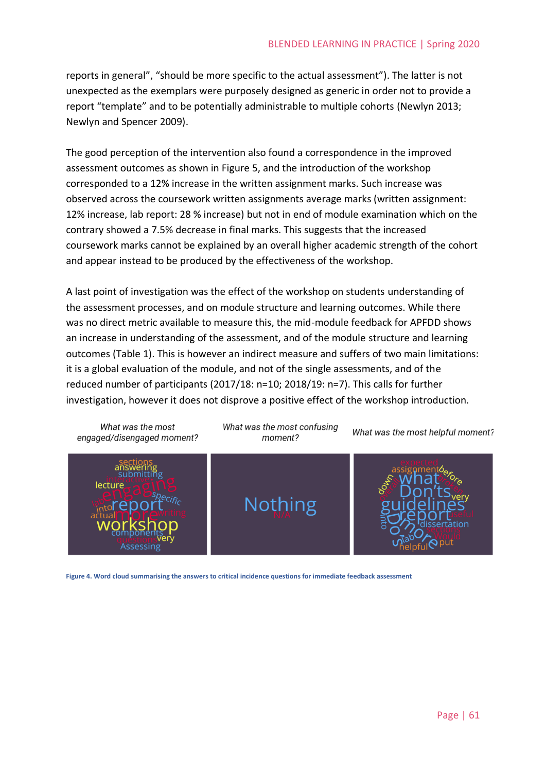reports in general", "should be more specific to the actual assessment"). The latter is not unexpected as the exemplars were purposely designed as generic in order not to provide a report "template" and to be potentially administrable to multiple cohorts (Newlyn 2013; Newlyn and Spencer 2009).

The good perception of the intervention also found a correspondence in the improved assessment outcomes as shown in Figure 5, and the introduction of the workshop corresponded to a 12% increase in the written assignment marks. Such increase was observed across the coursework written assignments average marks (written assignment: 12% increase, lab report: 28 % increase) but not in end of module examination which on the contrary showed a 7.5% decrease in final marks. This suggests that the increased coursework marks cannot be explained by an overall higher academic strength of the cohort and appear instead to be produced by the effectiveness of the workshop.

A last point of investigation was the effect of the workshop on students understanding of the assessment processes, and on module structure and learning outcomes. While there was no direct metric available to measure this, the mid-module feedback for APFDD shows an increase in understanding of the assessment, and of the module structure and learning outcomes (Table 1). This is however an indirect measure and suffers of two main limitations: it is a global evaluation of the module, and not of the single assessments, and of the reduced number of participants (2017/18: n=10; 2018/19: n=7). This calls for further investigation, however it does not disprove a positive effect of the workshop introduction.

| *What was the most engaged/disengaged moment?* | *What was the most confusing moment?* | *What was the most helpful moment?* |
|---|---|---|
| sections, answering, submitting, interactive, lecture, engaging, lab, specific, into, report, actual, more, writing, workshop, components, questions, very, Assessing | Nothing, N/A | expected, assignment, before, down, overall, what, broken, Don'ts, very, guidelines, report, useful, into, Do's, dissertation, more, sections, lab, Would, helpful, put |

**Figure 4. Word cloud summarising the answers to critical incidence questions for immediate feedback assessment**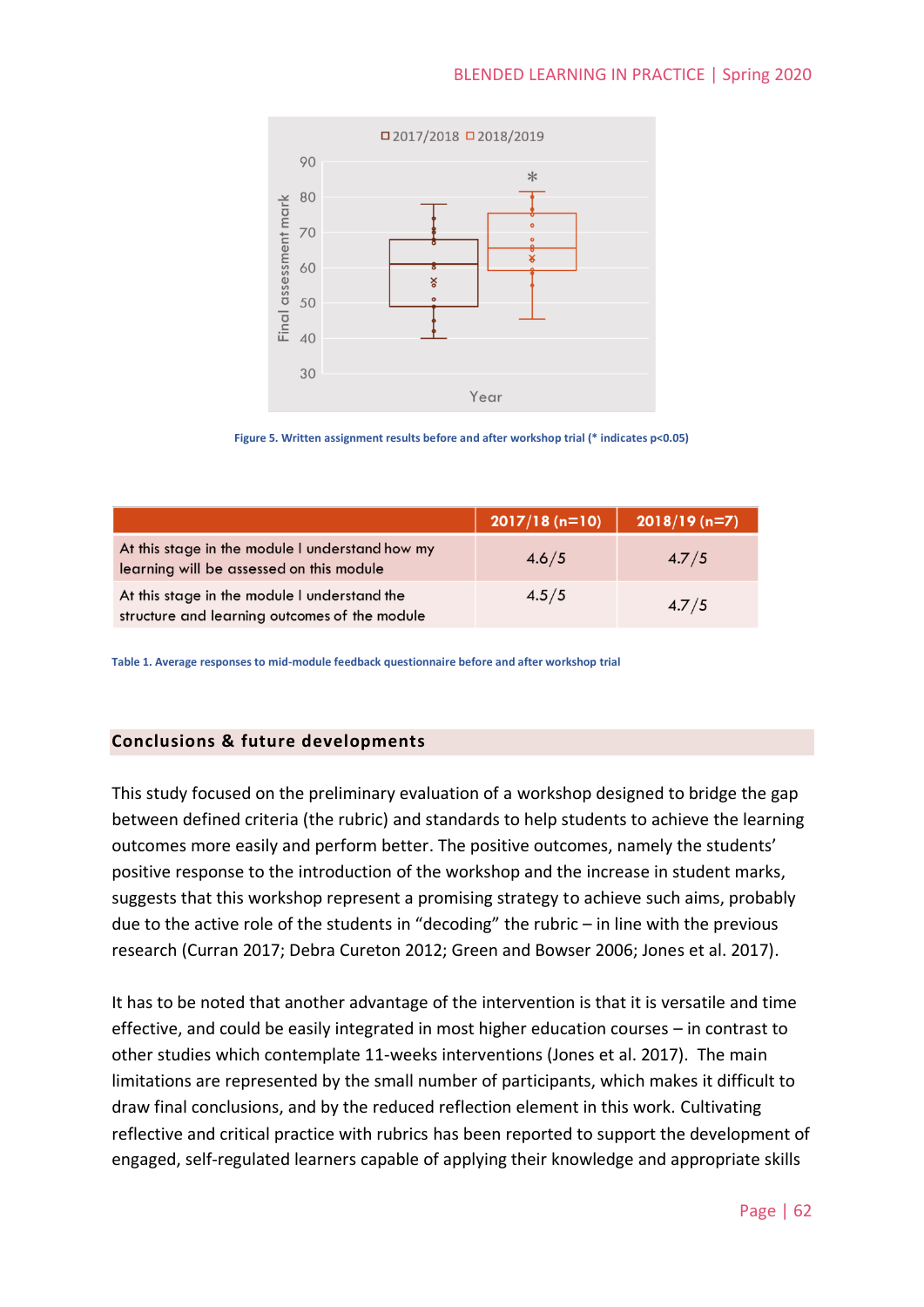Figure 5. Written assignment results before and after workshop trial (* indicates p<0.05)

| | 2017/18 (n=10) | 2018/19 (n=7) |
|---|---|---|
| At this stage in the module I understand how my learning will be assessed on this module | 4.6/5 | 4.7/5 |
| At this stage in the module I understand the structure and learning outcomes of the module | 4.5/5 | 4.7/5 |

Table 1. Average responses to mid-module feedback questionnaire before and after workshop trial

## Conclusions & future developments

This study focused on the preliminary evaluation of a workshop designed to bridge the gap between defined criteria (the rubric) and standards to help students to achieve the learning outcomes more easily and perform better. The positive outcomes, namely the students' positive response to the introduction of the workshop and the increase in student marks, suggests that this workshop represent a promising strategy to achieve such aims, probably due to the active role of the students in "decoding" the rubric – in line with the previous research (Curran 2017; Debra Cureton 2012; Green and Bowser 2006; Jones et al. 2017).

It has to be noted that another advantage of the intervention is that it is versatile and time effective, and could be easily integrated in most higher education courses – in contrast to other studies which contemplate 11-weeks interventions (Jones et al. 2017). The main limitations are represented by the small number of participants, which makes it difficult to draw final conclusions, and by the reduced reflection element in this work. Cultivating reflective and critical practice with rubrics has been reported to support the development of engaged, self-regulated learners capable of applying their knowledge and appropriate skills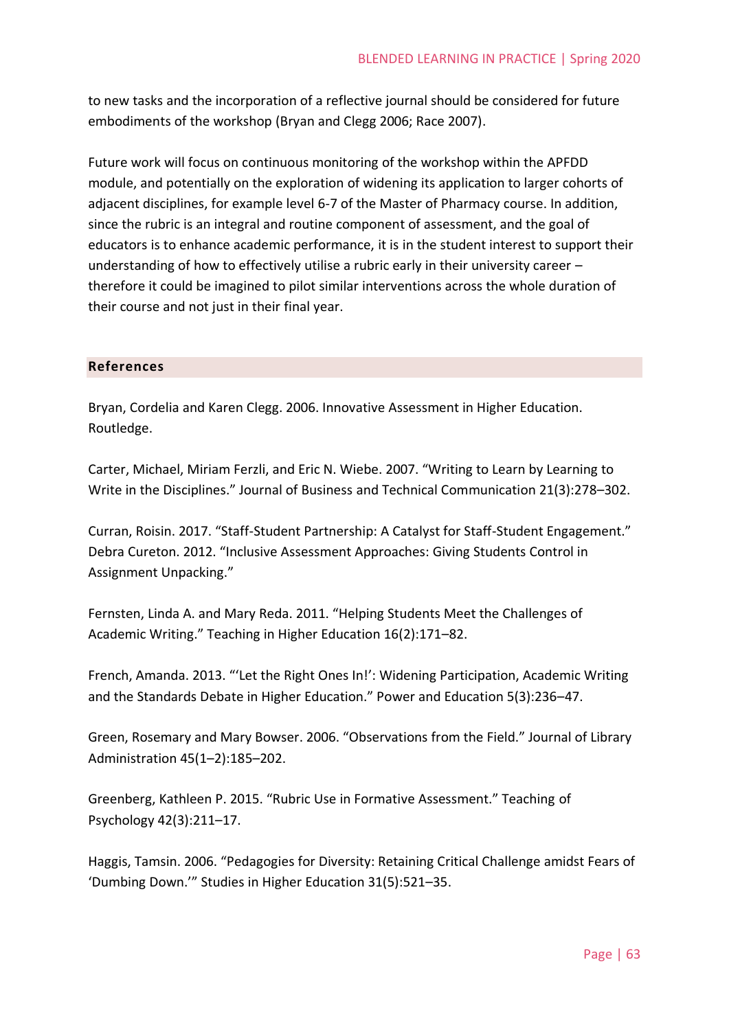to new tasks and the incorporation of a reflective journal should be considered for future embodiments of the workshop (Bryan and Clegg 2006; Race 2007).

Future work will focus on continuous monitoring of the workshop within the APFDD module, and potentially on the exploration of widening its application to larger cohorts of adjacent disciplines, for example level 6-7 of the Master of Pharmacy course. In addition, since the rubric is an integral and routine component of assessment, and the goal of educators is to enhance academic performance, it is in the student interest to support their understanding of how to effectively utilise a rubric early in their university career – therefore it could be imagined to pilot similar interventions across the whole duration of their course and not just in their final year.

## References

Bryan, Cordelia and Karen Clegg. 2006. Innovative Assessment in Higher Education. Routledge.

Carter, Michael, Miriam Ferzli, and Eric N. Wiebe. 2007. "Writing to Learn by Learning to Write in the Disciplines." Journal of Business and Technical Communication 21(3):278–302.

Curran, Roisin. 2017. "Staff-Student Partnership: A Catalyst for Staff-Student Engagement." Debra Cureton. 2012. "Inclusive Assessment Approaches: Giving Students Control in Assignment Unpacking."

Fernsten, Linda A. and Mary Reda. 2011. "Helping Students Meet the Challenges of Academic Writing." Teaching in Higher Education 16(2):171–82.

French, Amanda. 2013. "'Let the Right Ones In!': Widening Participation, Academic Writing and the Standards Debate in Higher Education." Power and Education 5(3):236–47.

Green, Rosemary and Mary Bowser. 2006. "Observations from the Field." Journal of Library Administration 45(1–2):185–202.

Greenberg, Kathleen P. 2015. "Rubric Use in Formative Assessment." Teaching of Psychology 42(3):211–17.

Haggis, Tamsin. 2006. "Pedagogies for Diversity: Retaining Critical Challenge amidst Fears of 'Dumbing Down.'" Studies in Higher Education 31(5):521–35.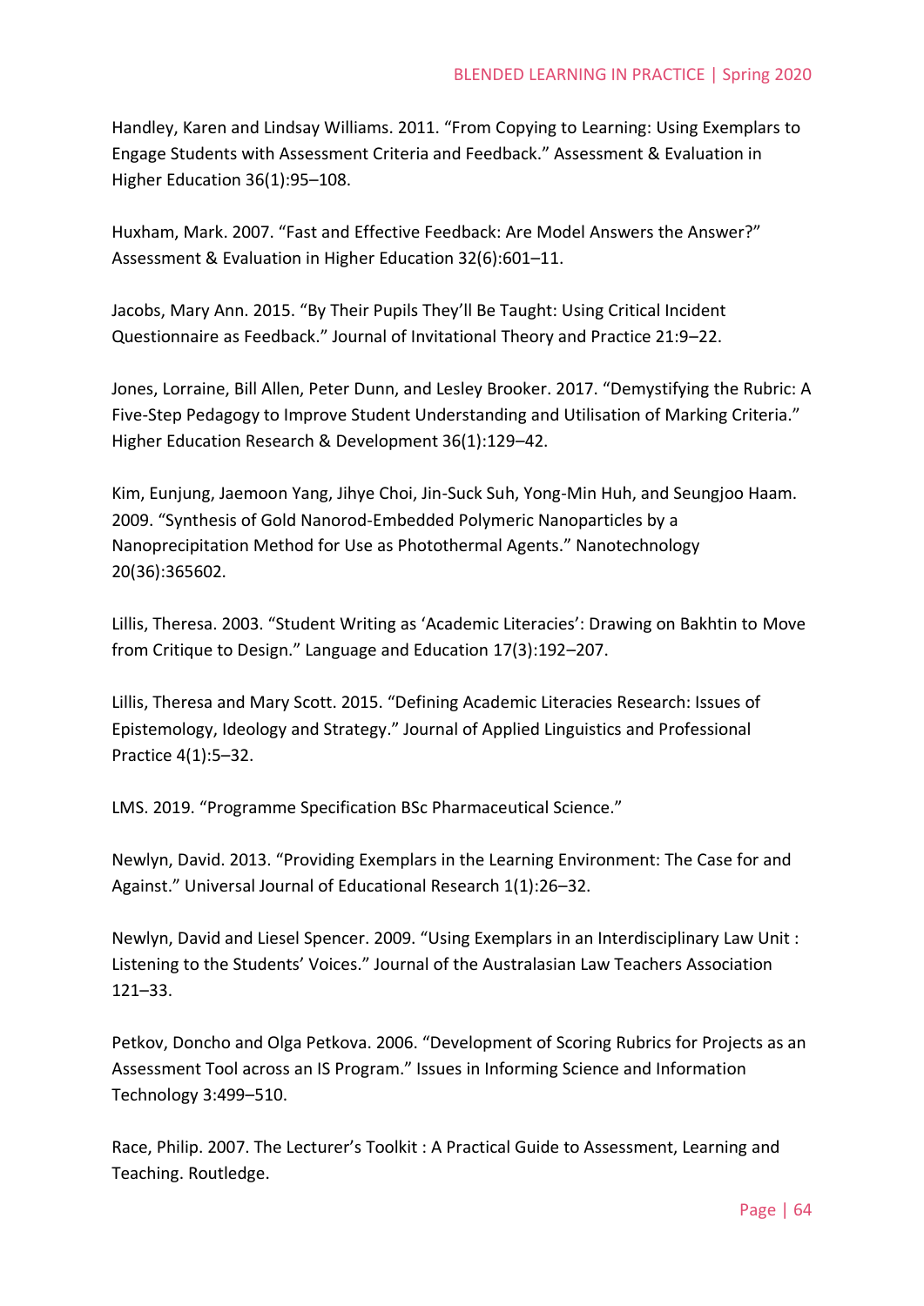Handley, Karen and Lindsay Williams. 2011. "From Copying to Learning: Using Exemplars to Engage Students with Assessment Criteria and Feedback." Assessment & Evaluation in Higher Education 36(1):95–108.

Huxham, Mark. 2007. "Fast and Effective Feedback: Are Model Answers the Answer?" Assessment & Evaluation in Higher Education 32(6):601–11.

Jacobs, Mary Ann. 2015. "By Their Pupils They'll Be Taught: Using Critical Incident Questionnaire as Feedback." Journal of Invitational Theory and Practice 21:9–22.

Jones, Lorraine, Bill Allen, Peter Dunn, and Lesley Brooker. 2017. "Demystifying the Rubric: A Five-Step Pedagogy to Improve Student Understanding and Utilisation of Marking Criteria." Higher Education Research & Development 36(1):129–42.

Kim, Eunjung, Jaemoon Yang, Jihye Choi, Jin-Suck Suh, Yong-Min Huh, and Seungjoo Haam. 2009. "Synthesis of Gold Nanorod-Embedded Polymeric Nanoparticles by a Nanoprecipitation Method for Use as Photothermal Agents." Nanotechnology 20(36):365602.

Lillis, Theresa. 2003. "Student Writing as 'Academic Literacies': Drawing on Bakhtin to Move from Critique to Design." Language and Education 17(3):192–207.

Lillis, Theresa and Mary Scott. 2015. "Defining Academic Literacies Research: Issues of Epistemology, Ideology and Strategy." Journal of Applied Linguistics and Professional Practice 4(1):5–32.

LMS. 2019. "Programme Specification BSc Pharmaceutical Science."

Newlyn, David. 2013. "Providing Exemplars in the Learning Environment: The Case for and Against." Universal Journal of Educational Research 1(1):26–32.

Newlyn, David and Liesel Spencer. 2009. "Using Exemplars in an Interdisciplinary Law Unit : Listening to the Students' Voices." Journal of the Australasian Law Teachers Association 121–33.

Petkov, Doncho and Olga Petkova. 2006. "Development of Scoring Rubrics for Projects as an Assessment Tool across an IS Program." Issues in Informing Science and Information Technology 3:499–510.

Race, Philip. 2007. The Lecturer's Toolkit : A Practical Guide to Assessment, Learning and Teaching. Routledge.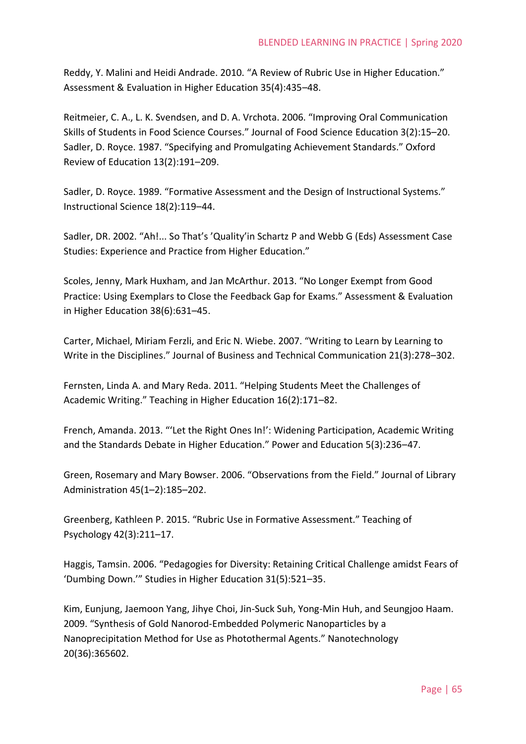Reddy, Y. Malini and Heidi Andrade. 2010. “A Review of Rubric Use in Higher Education.” Assessment & Evaluation in Higher Education 35(4):435–48.

Reitmeier, C. A., L. K. Svendsen, and D. A. Vrchota. 2006. “Improving Oral Communication Skills of Students in Food Science Courses.” Journal of Food Science Education 3(2):15–20. Sadler, D. Royce. 1987. “Specifying and Promulgating Achievement Standards.” Oxford Review of Education 13(2):191–209.

Sadler, D. Royce. 1989. “Formative Assessment and the Design of Instructional Systems.” Instructional Science 18(2):119–44.

Sadler, DR. 2002. “Ah!... So That’s ’Quality’in Schartz P and Webb G (Eds) Assessment Case Studies: Experience and Practice from Higher Education.”

Scoles, Jenny, Mark Huxham, and Jan McArthur. 2013. “No Longer Exempt from Good Practice: Using Exemplars to Close the Feedback Gap for Exams.” Assessment & Evaluation in Higher Education 38(6):631–45.

Carter, Michael, Miriam Ferzli, and Eric N. Wiebe. 2007. “Writing to Learn by Learning to Write in the Disciplines.” Journal of Business and Technical Communication 21(3):278–302.

Fernsten, Linda A. and Mary Reda. 2011. “Helping Students Meet the Challenges of Academic Writing.” Teaching in Higher Education 16(2):171–82.

French, Amanda. 2013. “‘Let the Right Ones In!’: Widening Participation, Academic Writing and the Standards Debate in Higher Education.” Power and Education 5(3):236–47.

Green, Rosemary and Mary Bowser. 2006. “Observations from the Field.” Journal of Library Administration 45(1–2):185–202.

Greenberg, Kathleen P. 2015. “Rubric Use in Formative Assessment.” Teaching of Psychology 42(3):211–17.

Haggis, Tamsin. 2006. “Pedagogies for Diversity: Retaining Critical Challenge amidst Fears of ‘Dumbing Down.’” Studies in Higher Education 31(5):521–35.

Kim, Eunjung, Jaemoon Yang, Jihye Choi, Jin-Suck Suh, Yong-Min Huh, and Seungjoo Haam. 2009. “Synthesis of Gold Nanorod-Embedded Polymeric Nanoparticles by a Nanoprecipitation Method for Use as Photothermal Agents.” Nanotechnology 20(36):365602.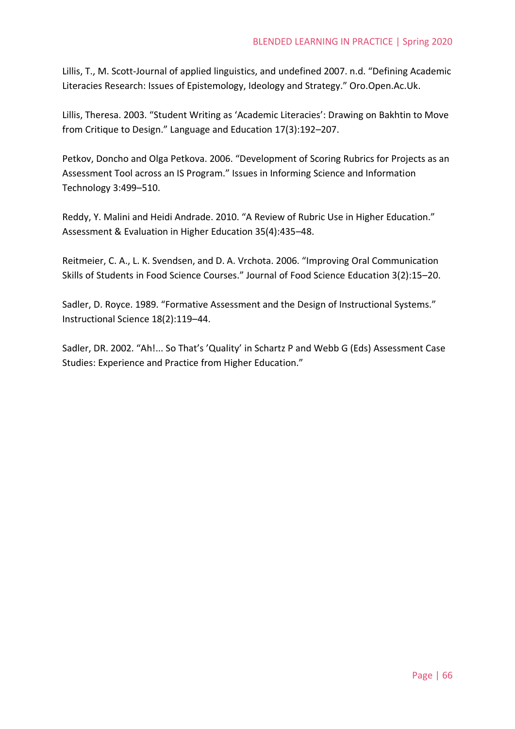Lillis, T., M. Scott-Journal of applied linguistics, and undefined 2007. n.d. “Defining Academic Literacies Research: Issues of Epistemology, Ideology and Strategy.” Oro.Open.Ac.Uk.

Lillis, Theresa. 2003. “Student Writing as ‘Academic Literacies’: Drawing on Bakhtin to Move from Critique to Design.” Language and Education 17(3):192–207.

Petkov, Doncho and Olga Petkova. 2006. “Development of Scoring Rubrics for Projects as an Assessment Tool across an IS Program.” Issues in Informing Science and Information Technology 3:499–510.

Reddy, Y. Malini and Heidi Andrade. 2010. “A Review of Rubric Use in Higher Education.” Assessment & Evaluation in Higher Education 35(4):435–48.

Reitmeier, C. A., L. K. Svendsen, and D. A. Vrchota. 2006. “Improving Oral Communication Skills of Students in Food Science Courses.” Journal of Food Science Education 3(2):15–20.

Sadler, D. Royce. 1989. “Formative Assessment and the Design of Instructional Systems.” Instructional Science 18(2):119–44.

Sadler, DR. 2002. “Ah!... So That’s ’Quality’ in Schartz P and Webb G (Eds) Assessment Case Studies: Experience and Practice from Higher Education.”